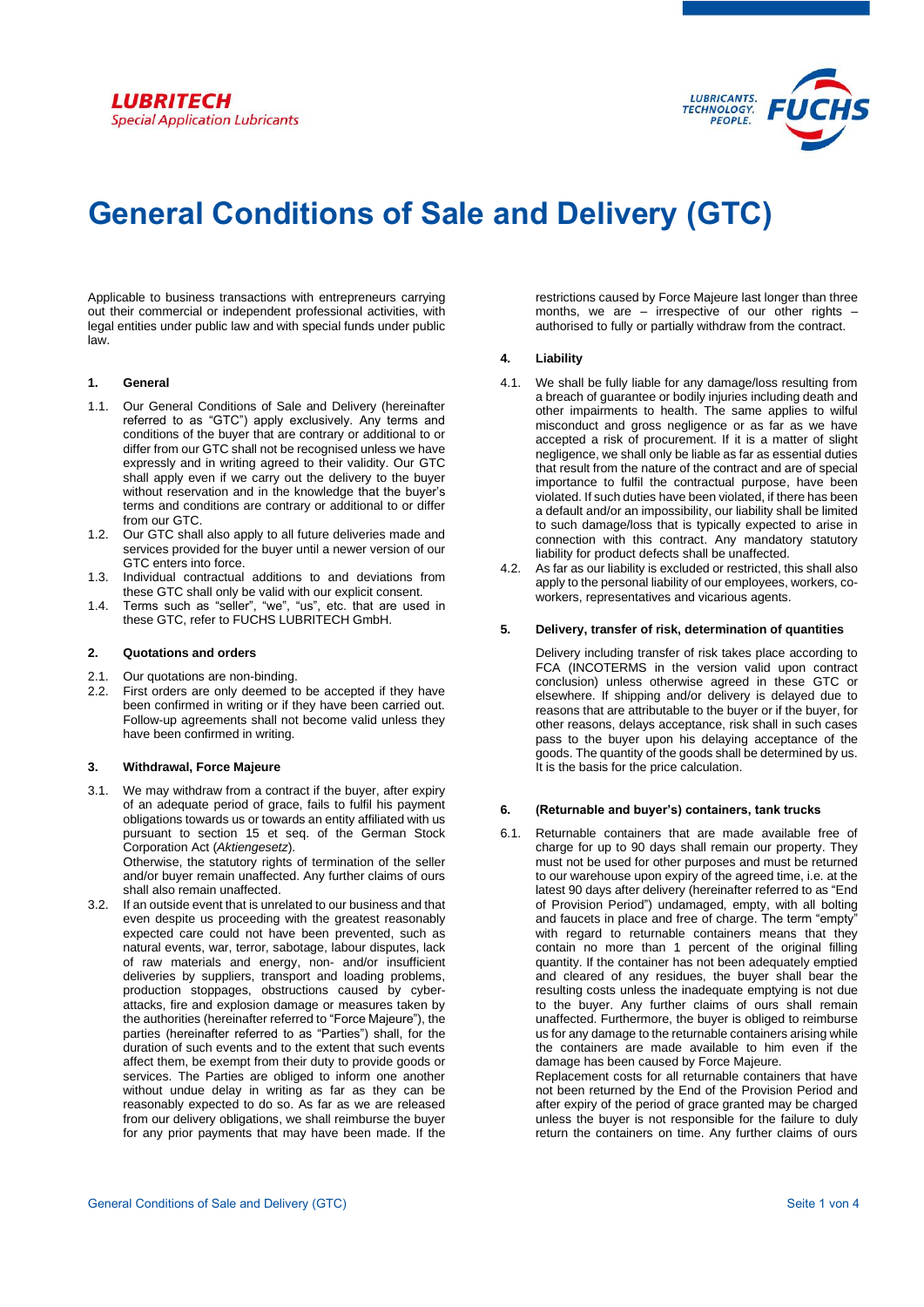LUBRITECH
Special Application Lubricants

LUBRICANTS. TECHNOLOGY. PEOPLE. FUCHS

# General Conditions of Sale and Delivery (GTC)

Applicable to business transactions with entrepreneurs carrying out their commercial or independent professional activities, with legal entities under public law and with special funds under public law.

## 1. General

1.1. Our General Conditions of Sale and Delivery (hereinafter referred to as "GTC") apply exclusively. Any terms and conditions of the buyer that are contrary or additional to or differ from our GTC shall not be recognised unless we have expressly and in writing agreed to their validity. Our GTC shall apply even if we carry out the delivery to the buyer without reservation and in the knowledge that the buyer's terms and conditions are contrary or additional to or differ from our GTC.

1.2. Our GTC shall also apply to all future deliveries made and services provided for the buyer until a newer version of our GTC enters into force.

1.3. Individual contractual additions to and deviations from these GTC shall only be valid with our explicit consent.

1.4. Terms such as "seller", "we", "us", etc. that are used in these GTC, refer to FUCHS LUBRITECH GmbH.

## 2. Quotations and orders

2.1. Our quotations are non-binding.

2.2. First orders are only deemed to be accepted if they have been confirmed in writing or if they have been carried out. Follow-up agreements shall not become valid unless they have been confirmed in writing.

## 3. Withdrawal, Force Majeure

3.1. We may withdraw from a contract if the buyer, after expiry of an adequate period of grace, fails to fulfil his payment obligations towards us or towards an entity affiliated with us pursuant to section 15 et seq. of the German Stock Corporation Act (*Aktiengesetz*).
Otherwise, the statutory rights of termination of the seller and/or buyer remain unaffected. Any further claims of ours shall also remain unaffected.

3.2. If an outside event that is unrelated to our business and that even despite us proceeding with the greatest reasonably expected care could not have been prevented, such as natural events, war, terror, sabotage, labour disputes, lack of raw materials and energy, non- and/or insufficient deliveries by suppliers, transport and loading problems, production stoppages, obstructions caused by cyber-attacks, fire and explosion damage or measures taken by the authorities (hereinafter referred to "Force Majeure"), the parties (hereinafter referred to as "Parties") shall, for the duration of such events and to the extent that such events affect them, be exempt from their duty to provide goods or services. The Parties are obliged to inform one another without undue delay in writing as far as they can be reasonably expected to do so. As far as we are released from our delivery obligations, we shall reimburse the buyer for any prior payments that may have been made. If the restrictions caused by Force Majeure last longer than three months, we are – irrespective of our other rights – authorised to fully or partially withdraw from the contract.

## 4. Liability

4.1. We shall be fully liable for any damage/loss resulting from a breach of guarantee or bodily injuries including death and other impairments to health. The same applies to wilful misconduct and gross negligence or as far as we have accepted a risk of procurement. If it is a matter of slight negligence, we shall only be liable as far as essential duties that result from the nature of the contract and are of special importance to fulfil the contractual purpose, have been violated. If such duties have been violated, if there has been a default and/or an impossibility, our liability shall be limited to such damage/loss that is typically expected to arise in connection with this contract. Any mandatory statutory liability for product defects shall be unaffected.

4.2. As far as our liability is excluded or restricted, this shall also apply to the personal liability of our employees, workers, co-workers, representatives and vicarious agents.

## 5. Delivery, transfer of risk, determination of quantities

Delivery including transfer of risk takes place according to FCA (INCOTERMS in the version valid upon contract conclusion) unless otherwise agreed in these GTC or elsewhere. If shipping and/or delivery is delayed due to reasons that are attributable to the buyer or if the buyer, for other reasons, delays acceptance, risk shall in such cases pass to the buyer upon his delaying acceptance of the goods. The quantity of the goods shall be determined by us. It is the basis for the price calculation.

## 6. (Returnable and buyer's) containers, tank trucks

6.1. Returnable containers that are made available free of charge for up to 90 days shall remain our property. They must not be used for other purposes and must be returned to our warehouse upon expiry of the agreed time, i.e. at the latest 90 days after delivery (hereinafter referred to as "End of Provision Period") undamaged, empty, with all bolting and faucets in place and free of charge. The term "empty" with regard to returnable containers means that they contain no more than 1 percent of the original filling quantity. If the container has not been adequately emptied and cleared of any residues, the buyer shall bear the resulting costs unless the inadequate emptying is not due to the buyer. Any further claims of ours shall remain unaffected. Furthermore, the buyer is obliged to reimburse us for any damage to the returnable containers arising while the containers are made available to him even if the damage has been caused by Force Majeure.
Replacement costs for all returnable containers that have not been returned by the End of the Provision Period and after expiry of the period of grace granted may be charged unless the buyer is not responsible for the failure to duly return the containers on time. Any further claims of ours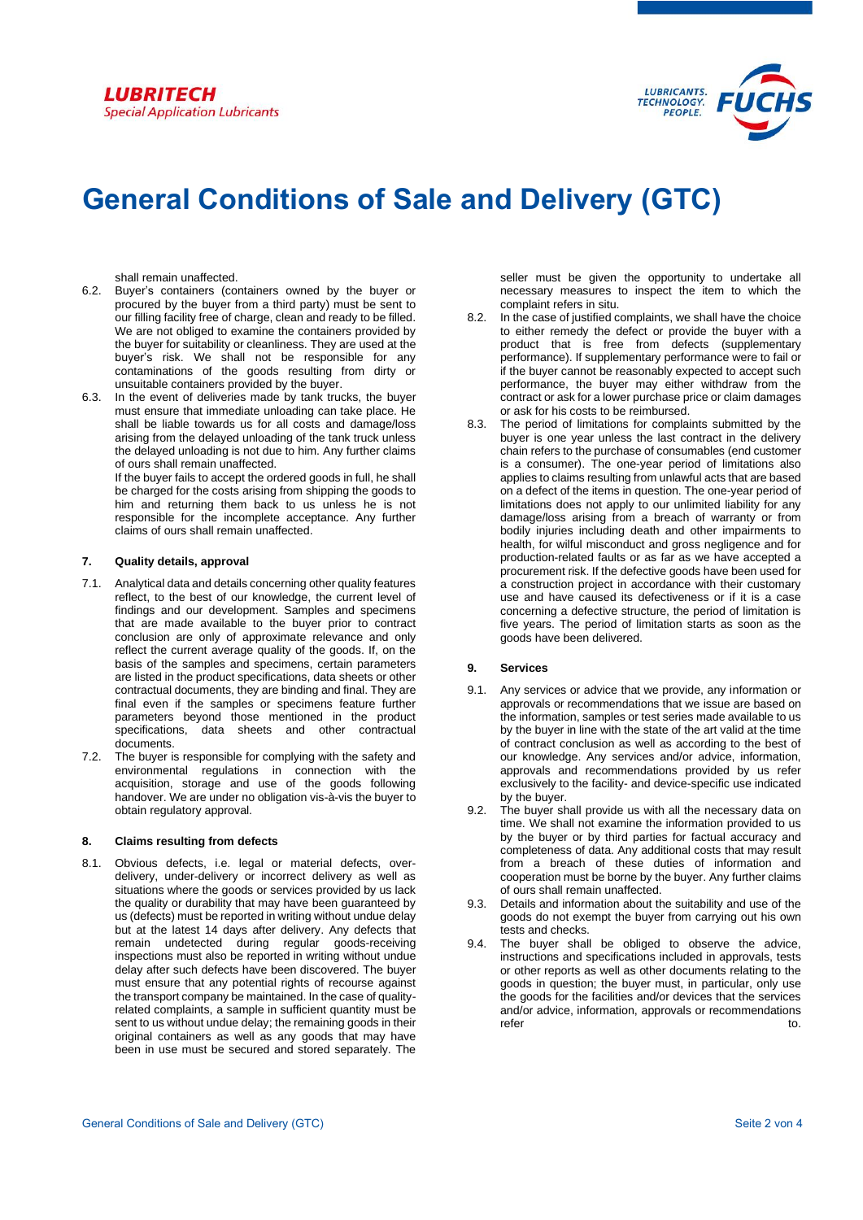shall remain unaffected.

6.2. Buyer's containers (containers owned by the buyer or procured by the buyer from a third party) must be sent to our filling facility free of charge, clean and ready to be filled. We are not obliged to examine the containers provided by the buyer for suitability or cleanliness. They are used at the buyer's risk. We shall not be responsible for any contaminations of the goods resulting from dirty or unsuitable containers provided by the buyer.

6.3. In the event of deliveries made by tank trucks, the buyer must ensure that immediate unloading can take place. He shall be liable towards us for all costs and damage/loss arising from the delayed unloading of the tank truck unless the delayed unloading is not due to him. Any further claims of ours shall remain unaffected.
If the buyer fails to accept the ordered goods in full, he shall be charged for the costs arising from shipping the goods to him and returning them back to us unless he is not responsible for the incomplete acceptance. Any further claims of ours shall remain unaffected.

## 7. Quality details, approval

7.1. Analytical data and details concerning other quality features reflect, to the best of our knowledge, the current level of findings and our development. Samples and specimens that are made available to the buyer prior to contract conclusion are only of approximate relevance and only reflect the current average quality of the goods. If, on the basis of the samples and specimens, certain parameters are listed in the product specifications, data sheets or other contractual documents, they are binding and final. They are final even if the samples or specimens feature further parameters beyond those mentioned in the product specifications, data sheets and other contractual documents.

7.2. The buyer is responsible for complying with the safety and environmental regulations in connection with the acquisition, storage and use of the goods following handover. We are under no obligation vis-à-vis the buyer to obtain regulatory approval.

## 8. Claims resulting from defects

8.1. Obvious defects, i.e. legal or material defects, over-delivery, under-delivery or incorrect delivery as well as situations where the goods or services provided by us lack the quality or durability that may have been guaranteed by us (defects) must be reported in writing without undue delay but at the latest 14 days after delivery. Any defects that remain undetected during regular goods-receiving inspections must also be reported in writing without undue delay after such defects have been discovered. The buyer must ensure that any potential rights of recourse against the transport company be maintained. In the case of quality-related complaints, a sample in sufficient quantity must be sent to us without undue delay; the remaining goods in their original containers as well as any goods that may have been in use must be secured and stored separately. The seller must be given the opportunity to undertake all necessary measures to inspect the item to which the complaint refers in situ.

8.2. In the case of justified complaints, we shall have the choice to either remedy the defect or provide the buyer with a product that is free from defects (supplementary performance). If supplementary performance were to fail or if the buyer cannot be reasonably expected to accept such performance, the buyer may either withdraw from the contract or ask for a lower purchase price or claim damages or ask for his costs to be reimbursed.

8.3. The period of limitations for complaints submitted by the buyer is one year unless the last contract in the delivery chain refers to the purchase of consumables (end customer is a consumer). The one-year period of limitations also applies to claims resulting from unlawful acts that are based on a defect of the items in question. The one-year period of limitations does not apply to our unlimited liability for any damage/loss arising from a breach of warranty or from bodily injuries including death and other impairments to health, for wilful misconduct and gross negligence and for production-related faults or as far as we have accepted a procurement risk. If the defective goods have been used for a construction project in accordance with their customary use and have caused its defectiveness or if it is a case concerning a defective structure, the period of limitation is five years. The period of limitation starts as soon as the goods have been delivered.

## 9. Services

9.1. Any services or advice that we provide, any information or approvals or recommendations that we issue are based on the information, samples or test series made available to us by the buyer in line with the state of the art valid at the time of contract conclusion as well as according to the best of our knowledge. Any services and/or advice, information, approvals and recommendations provided by us refer exclusively to the facility- and device-specific use indicated by the buyer.

9.2. The buyer shall provide us with all the necessary data on time. We shall not examine the information provided to us by the buyer or by third parties for factual accuracy and completeness of data. Any additional costs that may result from a breach of these duties of information and cooperation must be borne by the buyer. Any further claims of ours shall remain unaffected.

9.3. Details and information about the suitability and use of the goods do not exempt the buyer from carrying out his own tests and checks.

9.4. The buyer shall be obliged to observe the advice, instructions and specifications included in approvals, tests or other reports as well as other documents relating to the goods in question; the buyer must, in particular, only use the goods for the facilities and/or devices that the services and/or advice, information, approvals or recommendations refer to.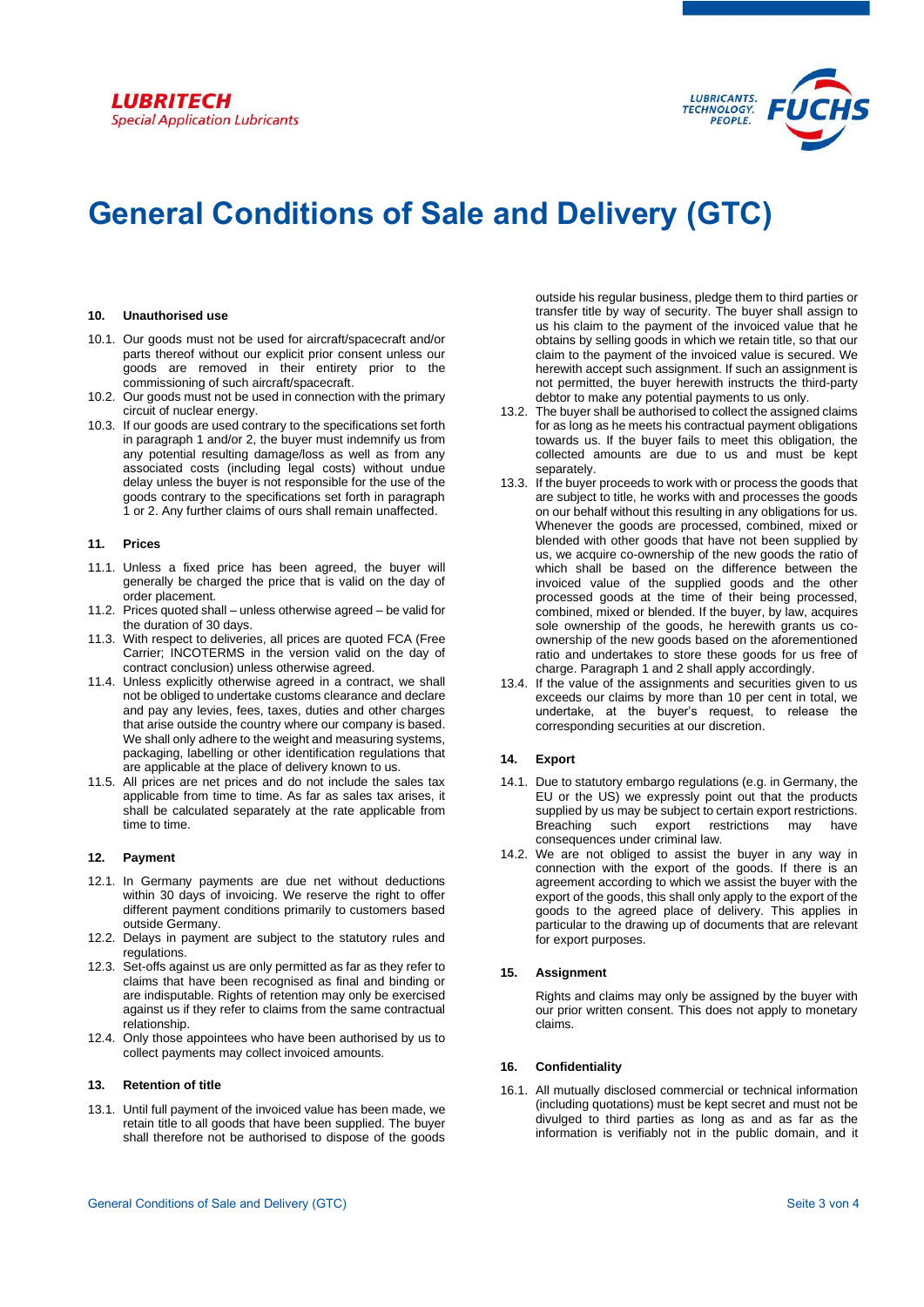# General Conditions of Sale and Delivery (GTC)

### 10. Unauthorised use

10.1. Our goods must not be used for aircraft/spacecraft and/or parts thereof without our explicit prior consent unless our goods are removed in their entirety prior to the commissioning of such aircraft/spacecraft.

10.2. Our goods must not be used in connection with the primary circuit of nuclear energy.

10.3. If our goods are used contrary to the specifications set forth in paragraph 1 and/or 2, the buyer must indemnify us from any potential resulting damage/loss as well as from any associated costs (including legal costs) without undue delay unless the buyer is not responsible for the use of the goods contrary to the specifications set forth in paragraph 1 or 2. Any further claims of ours shall remain unaffected.

### 11. Prices

11.1. Unless a fixed price has been agreed, the buyer will generally be charged the price that is valid on the day of order placement.

11.2. Prices quoted shall – unless otherwise agreed – be valid for the duration of 30 days.

11.3. With respect to deliveries, all prices are quoted FCA (Free Carrier; INCOTERMS in the version valid on the day of contract conclusion) unless otherwise agreed.

11.4. Unless explicitly otherwise agreed in a contract, we shall not be obliged to undertake customs clearance and declare and pay any levies, fees, taxes, duties and other charges that arise outside the country where our company is based. We shall only adhere to the weight and measuring systems, packaging, labelling or other identification regulations that are applicable at the place of delivery known to us.

11.5. All prices are net prices and do not include the sales tax applicable from time to time. As far as sales tax arises, it shall be calculated separately at the rate applicable from time to time.

### 12. Payment

12.1. In Germany payments are due net without deductions within 30 days of invoicing. We reserve the right to offer different payment conditions primarily to customers based outside Germany.

12.2. Delays in payment are subject to the statutory rules and regulations.

12.3. Set-offs against us are only permitted as far as they refer to claims that have been recognised as final and binding or are indisputable. Rights of retention may only be exercised against us if they refer to claims from the same contractual relationship.

12.4. Only those appointees who have been authorised by us to collect payments may collect invoiced amounts.

### 13. Retention of title

13.1. Until full payment of the invoiced value has been made, we retain title to all goods that have been supplied. The buyer shall therefore not be authorised to dispose of the goods outside his regular business, pledge them to third parties or transfer title by way of security. The buyer shall assign to us his claim to the payment of the invoiced value that he obtains by selling goods in which we retain title, so that our claim to the payment of the invoiced value is secured. We herewith accept such assignment. If such an assignment is not permitted, the buyer herewith instructs the third-party debtor to make any potential payments to us only.

13.2. The buyer shall be authorised to collect the assigned claims for as long as he meets his contractual payment obligations towards us. If the buyer fails to meet this obligation, the collected amounts are due to us and must be kept separately.

13.3. If the buyer proceeds to work with or process the goods that are subject to title, he works with and processes the goods on our behalf without this resulting in any obligations for us. Whenever the goods are processed, combined, mixed or blended with other goods that have not been supplied by us, we acquire co-ownership of the new goods the ratio of which shall be based on the difference between the invoiced value of the supplied goods and the other processed goods at the time of their being processed, combined, mixed or blended. If the buyer, by law, acquires sole ownership of the goods, he herewith grants us co-ownership of the new goods based on the aforementioned ratio and undertakes to store these goods for us free of charge. Paragraph 1 and 2 shall apply accordingly.

13.4. If the value of the assignments and securities given to us exceeds our claims by more than 10 per cent in total, we undertake, at the buyer's request, to release the corresponding securities at our discretion.

### 14. Export

14.1. Due to statutory embargo regulations (e.g. in Germany, the EU or the US) we expressly point out that the products supplied by us may be subject to certain export restrictions. Breaching such export restrictions may have consequences under criminal law.

14.2. We are not obliged to assist the buyer in any way in connection with the export of the goods. If there is an agreement according to which we assist the buyer with the export of the goods, this shall only apply to the export of the goods to the agreed place of delivery. This applies in particular to the drawing up of documents that are relevant for export purposes.

### 15. Assignment

Rights and claims may only be assigned by the buyer with our prior written consent. This does not apply to monetary claims.

### 16. Confidentiality

16.1. All mutually disclosed commercial or technical information (including quotations) must be kept secret and must not be divulged to third parties as long as and as far as the information is verifiably not in the public domain, and it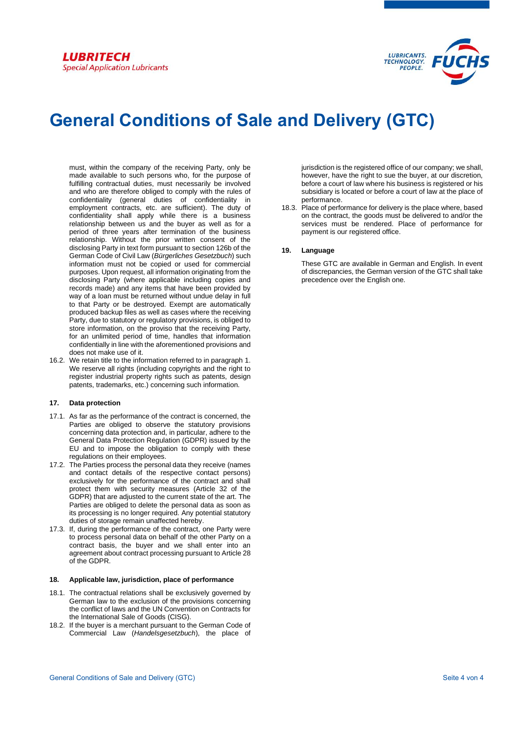must, within the company of the receiving Party, only be made available to such persons who, for the purpose of fulfilling contractual duties, must necessarily be involved and who are therefore obliged to comply with the rules of confidentiality (general duties of confidentiality in employment contracts, etc. are sufficient). The duty of confidentiality shall apply while there is a business relationship between us and the buyer as well as for a period of three years after termination of the business relationship. Without the prior written consent of the disclosing Party in text form pursuant to section 126b of the German Code of Civil Law (*Bürgerliches Gesetzbuch*) such information must not be copied or used for commercial purposes. Upon request, all information originating from the disclosing Party (where applicable including copies and records made) and any items that have been provided by way of a loan must be returned without undue delay in full to that Party or be destroyed. Exempt are automatically produced backup files as well as cases where the receiving Party, due to statutory or regulatory provisions, is obliged to store information, on the proviso that the receiving Party, for an unlimited period of time, handles that information confidentially in line with the aforementioned provisions and does not make use of it.

16.2. We retain title to the information referred to in paragraph 1. We reserve all rights (including copyrights and the right to register industrial property rights such as patents, design patents, trademarks, etc.) concerning such information.

**17. Data protection**

17.1. As far as the performance of the contract is concerned, the Parties are obliged to observe the statutory provisions concerning data protection and, in particular, adhere to the General Data Protection Regulation (GDPR) issued by the EU and to impose the obligation to comply with these regulations on their employees.

17.2. The Parties process the personal data they receive (names and contact details of the respective contact persons) exclusively for the performance of the contract and shall protect them with security measures (Article 32 of the GDPR) that are adjusted to the current state of the art. The Parties are obliged to delete the personal data as soon as its processing is no longer required. Any potential statutory duties of storage remain unaffected hereby.

17.3. If, during the performance of the contract, one Party were to process personal data on behalf of the other Party on a contract basis, the buyer and we shall enter into an agreement about contract processing pursuant to Article 28 of the GDPR.

**18. Applicable law, jurisdiction, place of performance**

18.1. The contractual relations shall be exclusively governed by German law to the exclusion of the provisions concerning the conflict of laws and the UN Convention on Contracts for the International Sale of Goods (CISG).

18.2. If the buyer is a merchant pursuant to the German Code of Commercial Law (*Handelsgesetzbuch*), the place of jurisdiction is the registered office of our company; we shall, however, have the right to sue the buyer, at our discretion, before a court of law where his business is registered or his subsidiary is located or before a court of law at the place of performance.

18.3. Place of performance for delivery is the place where, based on the contract, the goods must be delivered to and/or the services must be rendered. Place of performance for payment is our registered office.

**19. Language**

These GTC are available in German and English. In event of discrepancies, the German version of the GTC shall take precedence over the English one.